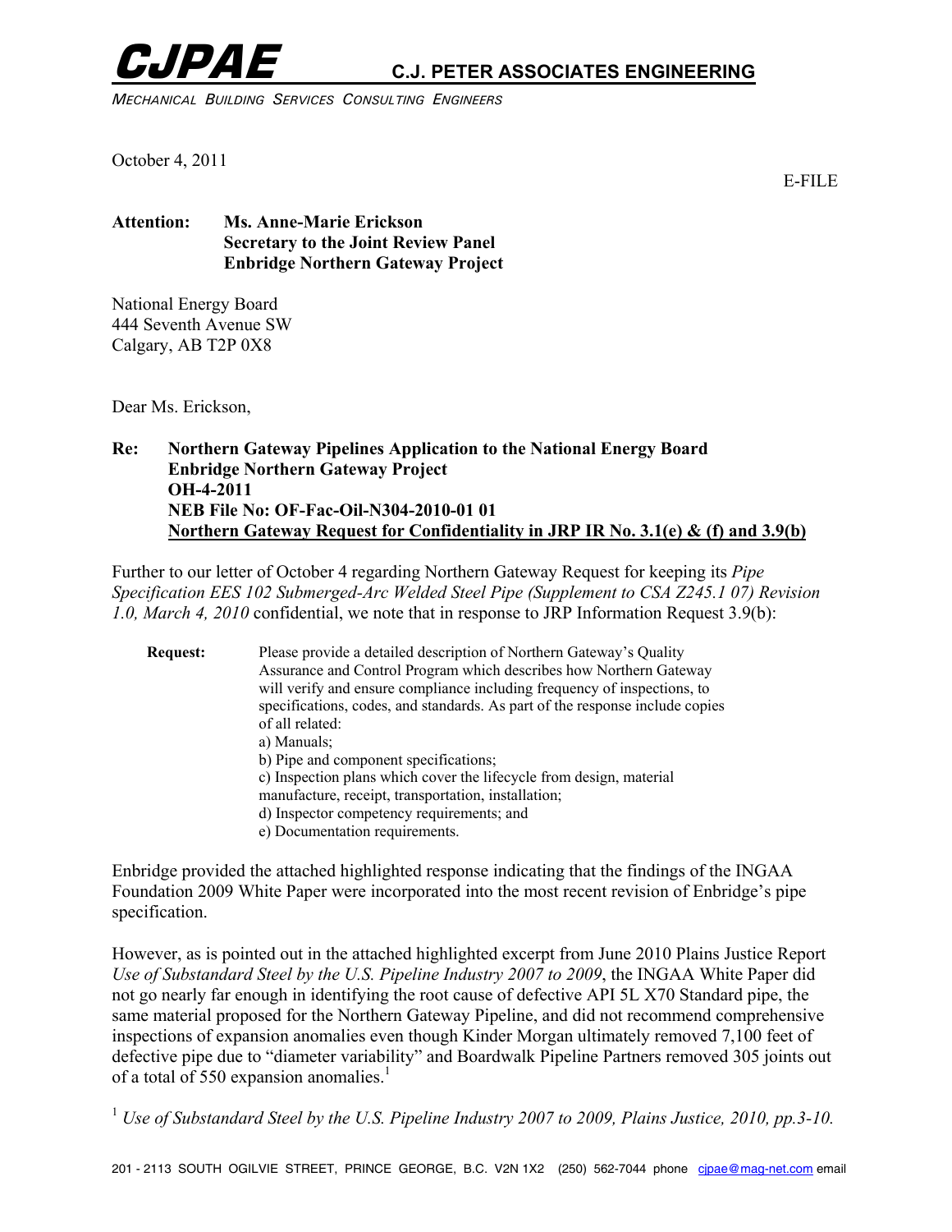**CJPAE** **C.J. PETER ASSOCIATES ENGINEERING**

*MECHANICAL BUILDING SERVICES CONSULTING ENGINEERS*

October 4, 2011

E-FILE

**Attention: Ms. Anne-Marie Erickson**
**Secretary to the Joint Review Panel**
**Enbridge Northern Gateway Project**

National Energy Board
444 Seventh Avenue SW
Calgary, AB T2P 0X8

Dear Ms. Erickson,

**Re: Northern Gateway Pipelines Application to the National Energy Board**
**Enbridge Northern Gateway Project**
**OH-4-2011**
**NEB File No: OF-Fac-Oil-N304-2010-01 01**
**<u>Northern Gateway Request for Confidentiality in JRP IR No. 3.1(e) & (f) and 3.9(b)</u>**

Further to our letter of October 4 regarding Northern Gateway Request for keeping its *Pipe Specification EES 102 Submerged-Arc Welded Steel Pipe (Supplement to CSA Z245.1 07) Revision 1.0, March 4, 2010* confidential, we note that in response to JRP Information Request 3.9(b):

> **Request:** Please provide a detailed description of Northern Gateway's Quality Assurance and Control Program which describes how Northern Gateway will verify and ensure compliance including frequency of inspections, to specifications, codes, and standards. As part of the response include copies of all related:
> a) Manuals;
> b) Pipe and component specifications;
> c) Inspection plans which cover the lifecycle from design, material manufacture, receipt, transportation, installation;
> d) Inspector competency requirements; and
> e) Documentation requirements.

Enbridge provided the attached highlighted response indicating that the findings of the INGAA Foundation 2009 White Paper were incorporated into the most recent revision of Enbridge's pipe specification.

However, as is pointed out in the attached highlighted excerpt from June 2010 Plains Justice Report *Use of Substandard Steel by the U.S. Pipeline Industry 2007 to 2009*, the INGAA White Paper did not go nearly far enough in identifying the root cause of defective API 5L X70 Standard pipe, the same material proposed for the Northern Gateway Pipeline, and did not recommend comprehensive inspections of expansion anomalies even though Kinder Morgan ultimately removed 7,100 feet of defective pipe due to "diameter variability" and Boardwalk Pipeline Partners removed 305 joints out of a total of 550 expansion anomalies.[1]

[1] *Use of Substandard Steel by the U.S. Pipeline Industry 2007 to 2009, Plains Justice, 2010, pp.3-10.*

201 - 2113 SOUTH OGILVIE STREET, PRINCE GEORGE, B.C. V2N 1X2 (250) 562-7044 phone cjpae@mag-net.com email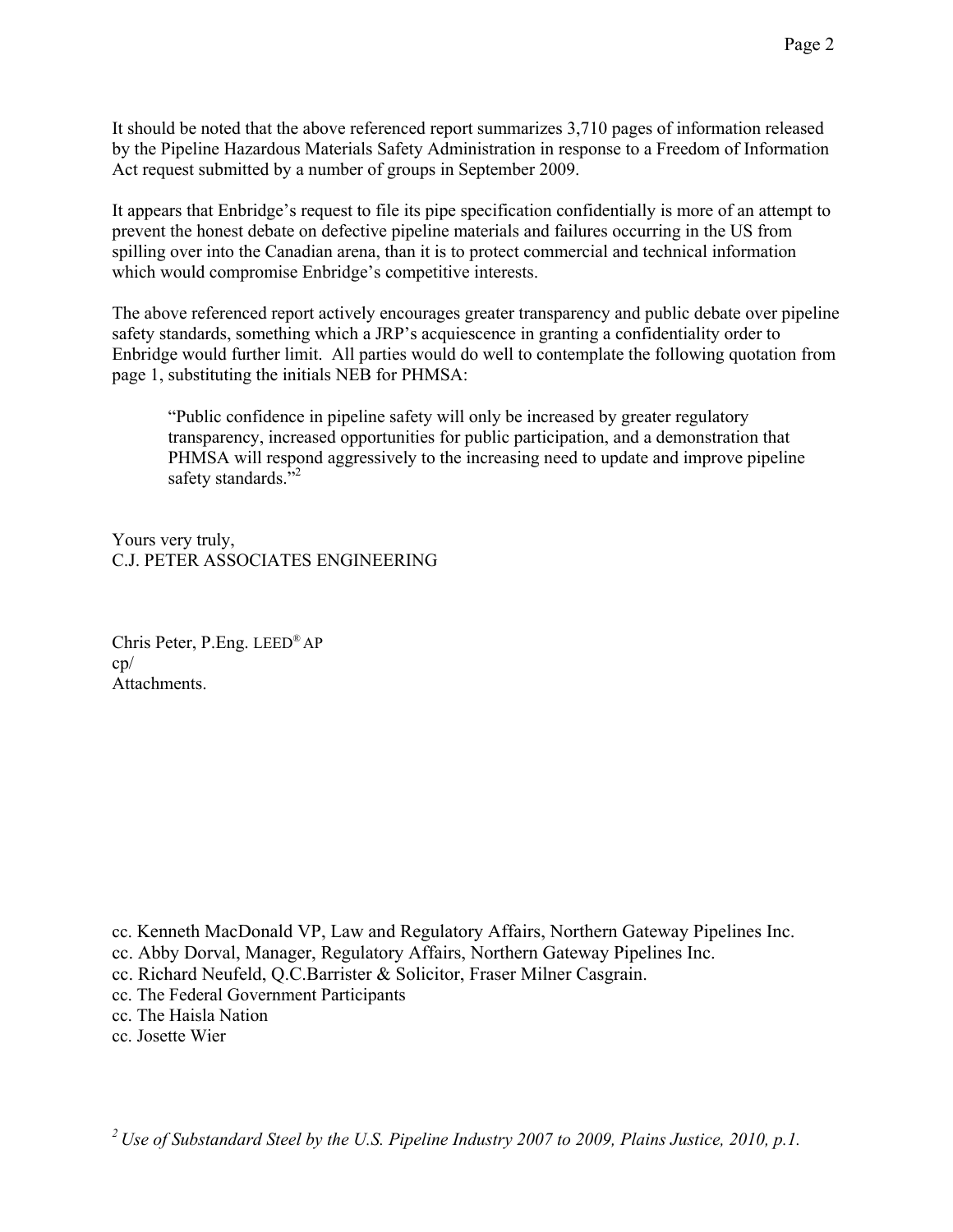It should be noted that the above referenced report summarizes 3,710 pages of information released by the Pipeline Hazardous Materials Safety Administration in response to a Freedom of Information Act request submitted by a number of groups in September 2009.

It appears that Enbridge's request to file its pipe specification confidentially is more of an attempt to prevent the honest debate on defective pipeline materials and failures occurring in the US from spilling over into the Canadian arena, than it is to protect commercial and technical information which would compromise Enbridge's competitive interests.

The above referenced report actively encourages greater transparency and public debate over pipeline safety standards, something which a JRP's acquiescence in granting a confidentiality order to Enbridge would further limit. All parties would do well to contemplate the following quotation from page 1, substituting the initials NEB for PHMSA:

> "Public confidence in pipeline safety will only be increased by greater regulatory transparency, increased opportunities for public participation, and a demonstration that PHMSA will respond aggressively to the increasing need to update and improve pipeline safety standards."[2]

Yours very truly,
C.J. PETER ASSOCIATES ENGINEERING

Chris Peter, P.Eng. LEED® AP
cp/
Attachments.

cc. Kenneth MacDonald VP, Law and Regulatory Affairs, Northern Gateway Pipelines Inc.
cc. Abby Dorval, Manager, Regulatory Affairs, Northern Gateway Pipelines Inc.
cc. Richard Neufeld, Q.C.Barrister & Solicitor, Fraser Milner Casgrain.
cc. The Federal Government Participants
cc. The Haisla Nation
cc. Josette Wier

[2] *Use of Substandard Steel by the U.S. Pipeline Industry 2007 to 2009, Plains Justice, 2010, p.1.*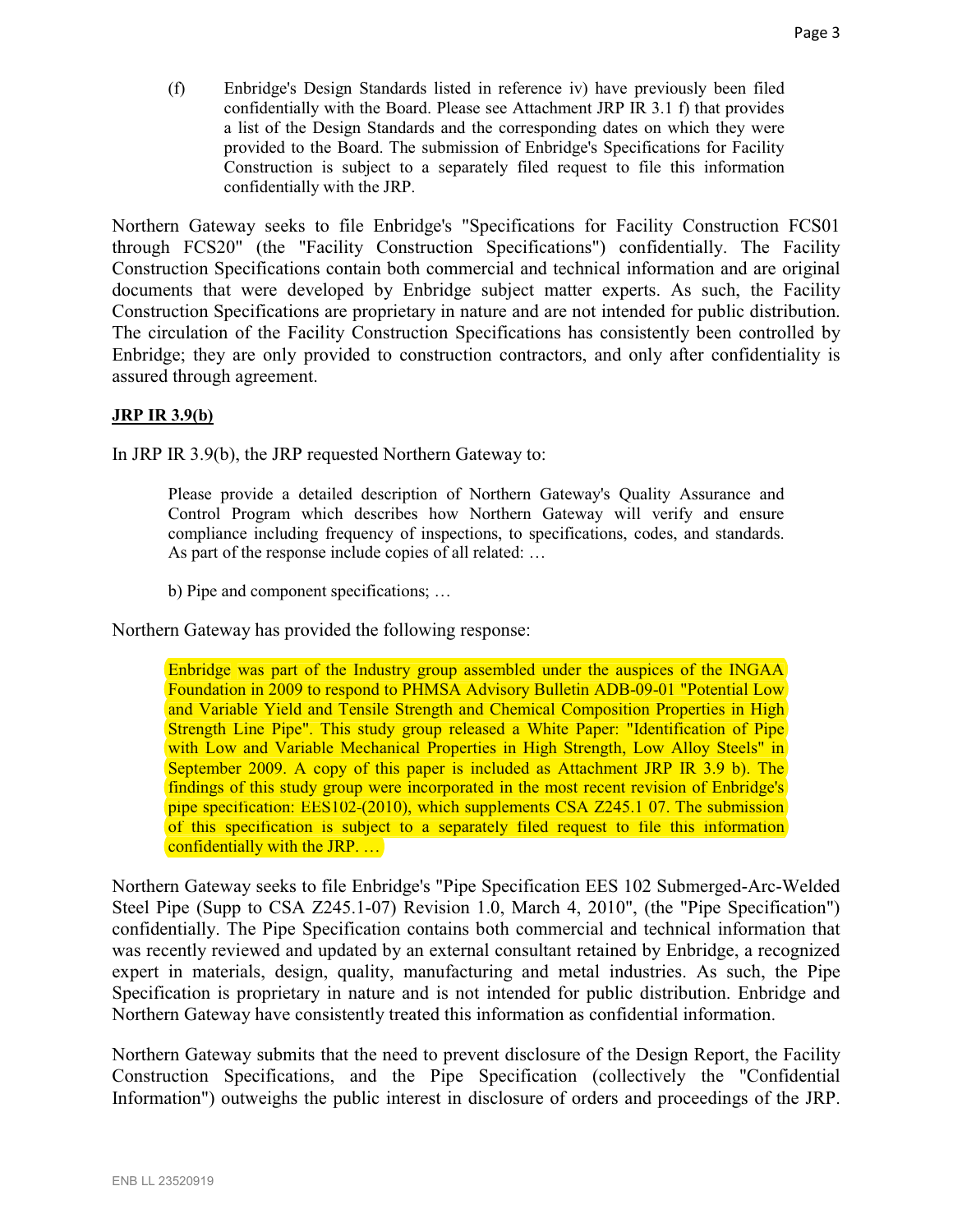(f) Enbridge's Design Standards listed in reference iv) have previously been filed confidentially with the Board. Please see Attachment JRP IR 3.1 f) that provides a list of the Design Standards and the corresponding dates on which they were provided to the Board. The submission of Enbridge's Specifications for Facility Construction is subject to a separately filed request to file this information confidentially with the JRP.

Northern Gateway seeks to file Enbridge's "Specifications for Facility Construction FCS01 through FCS20" (the "Facility Construction Specifications") confidentially. The Facility Construction Specifications contain both commercial and technical information and are original documents that were developed by Enbridge subject matter experts. As such, the Facility Construction Specifications are proprietary in nature and are not intended for public distribution. The circulation of the Facility Construction Specifications has consistently been controlled by Enbridge; they are only provided to construction contractors, and only after confidentiality is assured through agreement.

**JRP IR 3.9(b)**

In JRP IR 3.9(b), the JRP requested Northern Gateway to:

> Please provide a detailed description of Northern Gateway's Quality Assurance and Control Program which describes how Northern Gateway will verify and ensure compliance including frequency of inspections, to specifications, codes, and standards. As part of the response include copies of all related: …
>
> b) Pipe and component specifications; …

Northern Gateway has provided the following response:

> Enbridge was part of the Industry group assembled under the auspices of the INGAA Foundation in 2009 to respond to PHMSA Advisory Bulletin ADB-09-01 "Potential Low and Variable Yield and Tensile Strength and Chemical Composition Properties in High Strength Line Pipe". This study group released a White Paper: "Identification of Pipe with Low and Variable Mechanical Properties in High Strength, Low Alloy Steels" in September 2009. A copy of this paper is included as Attachment JRP IR 3.9 b). The findings of this study group were incorporated in the most recent revision of Enbridge's pipe specification: EES102-(2010), which supplements CSA Z245.1 07. The submission of this specification is subject to a separately filed request to file this information confidentially with the JRP. …

Northern Gateway seeks to file Enbridge's "Pipe Specification EES 102 Submerged-Arc-Welded Steel Pipe (Supp to CSA Z245.1-07) Revision 1.0, March 4, 2010", (the "Pipe Specification") confidentially. The Pipe Specification contains both commercial and technical information that was recently reviewed and updated by an external consultant retained by Enbridge, a recognized expert in materials, design, quality, manufacturing and metal industries. As such, the Pipe Specification is proprietary in nature and is not intended for public distribution. Enbridge and Northern Gateway have consistently treated this information as confidential information.

Northern Gateway submits that the need to prevent disclosure of the Design Report, the Facility Construction Specifications, and the Pipe Specification (collectively the "Confidential Information") outweighs the public interest in disclosure of orders and proceedings of the JRP.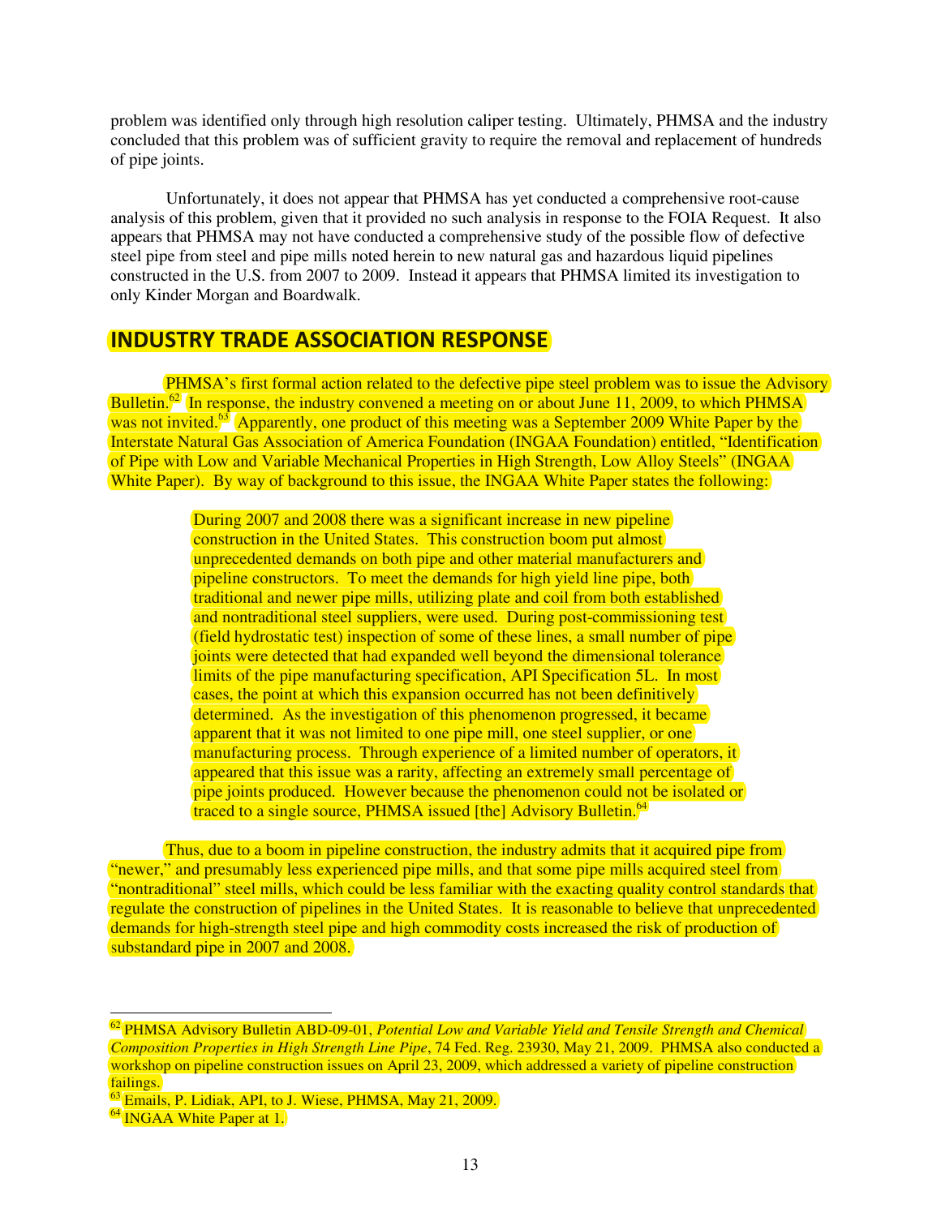problem was identified only through high resolution caliper testing. Ultimately, PHMSA and the industry concluded that this problem was of sufficient gravity to require the removal and replacement of hundreds of pipe joints.

Unfortunately, it does not appear that PHMSA has yet conducted a comprehensive root-cause analysis of this problem, given that it provided no such analysis in response to the FOIA Request. It also appears that PHMSA may not have conducted a comprehensive study of the possible flow of defective steel pipe from steel and pipe mills noted herein to new natural gas and hazardous liquid pipelines constructed in the U.S. from 2007 to 2009. Instead it appears that PHMSA limited its investigation to only Kinder Morgan and Boardwalk.

## INDUSTRY TRADE ASSOCIATION RESPONSE

PHMSA's first formal action related to the defective pipe steel problem was to issue the Advisory Bulletin.[62] In response, the industry convened a meeting on or about June 11, 2009, to which PHMSA was not invited.[63] Apparently, one product of this meeting was a September 2009 White Paper by the Interstate Natural Gas Association of America Foundation (INGAA Foundation) entitled, "Identification of Pipe with Low and Variable Mechanical Properties in High Strength, Low Alloy Steels" (INGAA White Paper). By way of background to this issue, the INGAA White Paper states the following:

> During 2007 and 2008 there was a significant increase in new pipeline construction in the United States. This construction boom put almost unprecedented demands on both pipe and other material manufacturers and pipeline constructors. To meet the demands for high yield line pipe, both traditional and newer pipe mills, utilizing plate and coil from both established and nontraditional steel suppliers, were used. During post-commissioning test (field hydrostatic test) inspection of some of these lines, a small number of pipe joints were detected that had expanded well beyond the dimensional tolerance limits of the pipe manufacturing specification, API Specification 5L. In most cases, the point at which this expansion occurred has not been definitively determined. As the investigation of this phenomenon progressed, it became apparent that it was not limited to one pipe mill, one steel supplier, or one manufacturing process. Through experience of a limited number of operators, it appeared that this issue was a rarity, affecting an extremely small percentage of pipe joints produced. However because the phenomenon could not be isolated or traced to a single source, PHMSA issued [the] Advisory Bulletin.[64]

Thus, due to a boom in pipeline construction, the industry admits that it acquired pipe from "newer," and presumably less experienced pipe mills, and that some pipe mills acquired steel from "nontraditional" steel mills, which could be less familiar with the exacting quality control standards that regulate the construction of pipelines in the United States. It is reasonable to believe that unprecedented demands for high-strength steel pipe and high commodity costs increased the risk of production of substandard pipe in 2007 and 2008.

---

[62] PHMSA Advisory Bulletin ABD-09-01, *Potential Low and Variable Yield and Tensile Strength and Chemical Composition Properties in High Strength Line Pipe*, 74 Fed. Reg. 23930, May 21, 2009. PHMSA also conducted a workshop on pipeline construction issues on April 23, 2009, which addressed a variety of pipeline construction failings.

[63] Emails, P. Lidiak, API, to J. Wiese, PHMSA, May 21, 2009.

[64] INGAA White Paper at 1.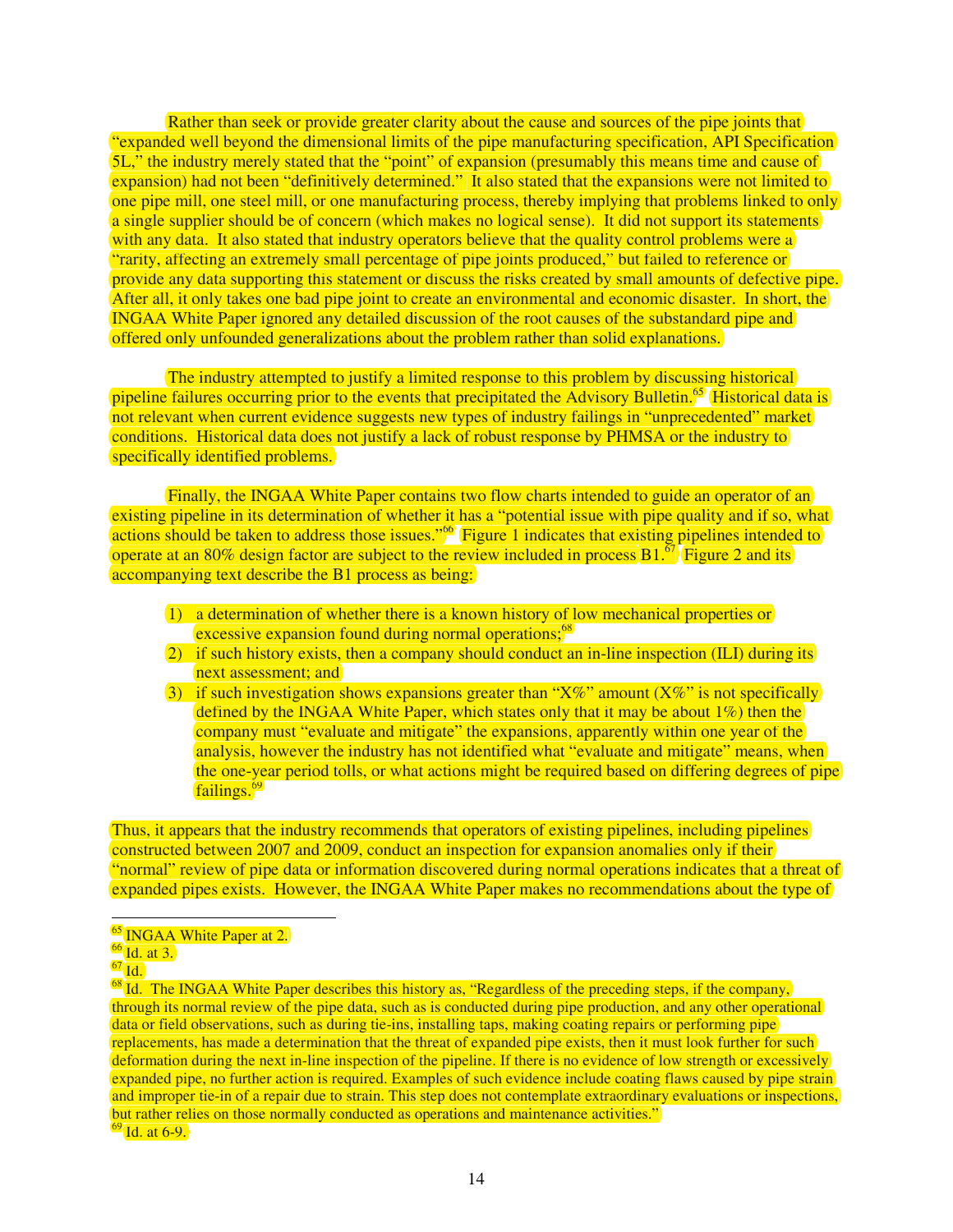Rather than seek or provide greater clarity about the cause and sources of the pipe joints that "expanded well beyond the dimensional limits of the pipe manufacturing specification, API Specification 5L," the industry merely stated that the "point" of expansion (presumably this means time and cause of expansion) had not been "definitively determined." It also stated that the expansions were not limited to one pipe mill, one steel mill, or one manufacturing process, thereby implying that problems linked to only a single supplier should be of concern (which makes no logical sense). It did not support its statements with any data. It also stated that industry operators believe that the quality control problems were a "rarity, affecting an extremely small percentage of pipe joints produced," but failed to reference or provide any data supporting this statement or discuss the risks created by small amounts of defective pipe. After all, it only takes one bad pipe joint to create an environmental and economic disaster. In short, the INGAA White Paper ignored any detailed discussion of the root causes of the substandard pipe and offered only unfounded generalizations about the problem rather than solid explanations.

The industry attempted to justify a limited response to this problem by discussing historical pipeline failures occurring prior to the events that precipitated the Advisory Bulletin.[65] Historical data is not relevant when current evidence suggests new types of industry failings in "unprecedented" market conditions. Historical data does not justify a lack of robust response by PHMSA or the industry to specifically identified problems.

Finally, the INGAA White Paper contains two flow charts intended to guide an operator of an existing pipeline in its determination of whether it has a "potential issue with pipe quality and if so, what actions should be taken to address those issues."[66] Figure 1 indicates that existing pipelines intended to operate at an 80% design factor are subject to the review included in process B1.[67] Figure 2 and its accompanying text describe the B1 process as being:

1) a determination of whether there is a known history of low mechanical properties or excessive expansion found during normal operations;[68]
2) if such history exists, then a company should conduct an in-line inspection (ILI) during its next assessment; and
3) if such investigation shows expansions greater than "X%" amount (X%" is not specifically defined by the INGAA White Paper, which states only that it may be about 1%) then the company must "evaluate and mitigate" the expansions, apparently within one year of the analysis, however the industry has not identified what "evaluate and mitigate" means, when the one-year period tolls, or what actions might be required based on differing degrees of pipe failings.[69]

Thus, it appears that the industry recommends that operators of existing pipelines, including pipelines constructed between 2007 and 2009, conduct an inspection for expansion anomalies only if their "normal" review of pipe data or information discovered during normal operations indicates that a threat of expanded pipes exists. However, the INGAA White Paper makes no recommendations about the type of

---

[65] INGAA White Paper at 2.

[66] Id. at 3.

[67] Id.

[68] Id. The INGAA White Paper describes this history as, "Regardless of the preceding steps, if the company, through its normal review of the pipe data, such as is conducted during pipe production, and any other operational data or field observations, such as during tie-ins, installing taps, making coating repairs or performing pipe replacements, has made a determination that the threat of expanded pipe exists, then it must look further for such deformation during the next in-line inspection of the pipeline. If there is no evidence of low strength or excessively expanded pipe, no further action is required. Examples of such evidence include coating flaws caused by pipe strain and improper tie-in of a repair due to strain. This step does not contemplate extraordinary evaluations or inspections, but rather relies on those normally conducted as operations and maintenance activities."

[69] Id. at 6-9.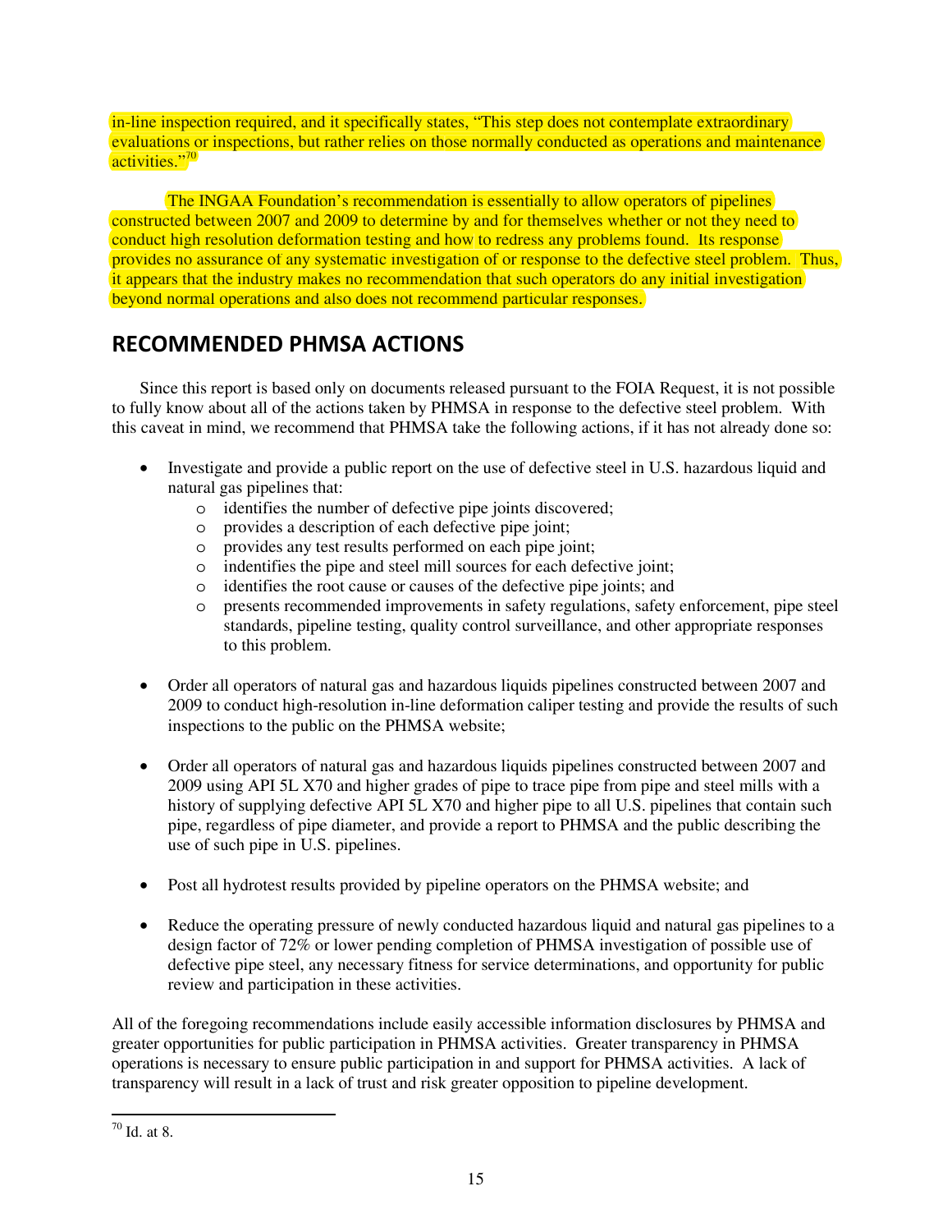in-line inspection required, and it specifically states, "This step does not contemplate extraordinary evaluations or inspections, but rather relies on those normally conducted as operations and maintenance activities."[70]

The INGAA Foundation's recommendation is essentially to allow operators of pipelines constructed between 2007 and 2009 to determine by and for themselves whether or not they need to conduct high resolution deformation testing and how to redress any problems found. Its response provides no assurance of any systematic investigation of or response to the defective steel problem. Thus, it appears that the industry makes no recommendation that such operators do any initial investigation beyond normal operations and also does not recommend particular responses.

## RECOMMENDED PHMSA ACTIONS

Since this report is based only on documents released pursuant to the FOIA Request, it is not possible to fully know about all of the actions taken by PHMSA in response to the defective steel problem. With this caveat in mind, we recommend that PHMSA take the following actions, if it has not already done so:

- Investigate and provide a public report on the use of defective steel in U.S. hazardous liquid and natural gas pipelines that:
  - identifies the number of defective pipe joints discovered;
  - provides a description of each defective pipe joint;
  - provides any test results performed on each pipe joint;
  - indentifies the pipe and steel mill sources for each defective joint;
  - identifies the root cause or causes of the defective pipe joints; and
  - presents recommended improvements in safety regulations, safety enforcement, pipe steel standards, pipeline testing, quality control surveillance, and other appropriate responses to this problem.

- Order all operators of natural gas and hazardous liquids pipelines constructed between 2007 and 2009 to conduct high-resolution in-line deformation caliper testing and provide the results of such inspections to the public on the PHMSA website;

- Order all operators of natural gas and hazardous liquids pipelines constructed between 2007 and 2009 using API 5L X70 and higher grades of pipe to trace pipe from pipe and steel mills with a history of supplying defective API 5L X70 and higher pipe to all U.S. pipelines that contain such pipe, regardless of pipe diameter, and provide a report to PHMSA and the public describing the use of such pipe in U.S. pipelines.

- Post all hydrotest results provided by pipeline operators on the PHMSA website; and

- Reduce the operating pressure of newly conducted hazardous liquid and natural gas pipelines to a design factor of 72% or lower pending completion of PHMSA investigation of possible use of defective pipe steel, any necessary fitness for service determinations, and opportunity for public review and participation in these activities.

All of the foregoing recommendations include easily accessible information disclosures by PHMSA and greater opportunities for public participation in PHMSA activities. Greater transparency in PHMSA operations is necessary to ensure public participation in and support for PHMSA activities. A lack of transparency will result in a lack of trust and risk greater opposition to pipeline development.

---

[70] Id. at 8.